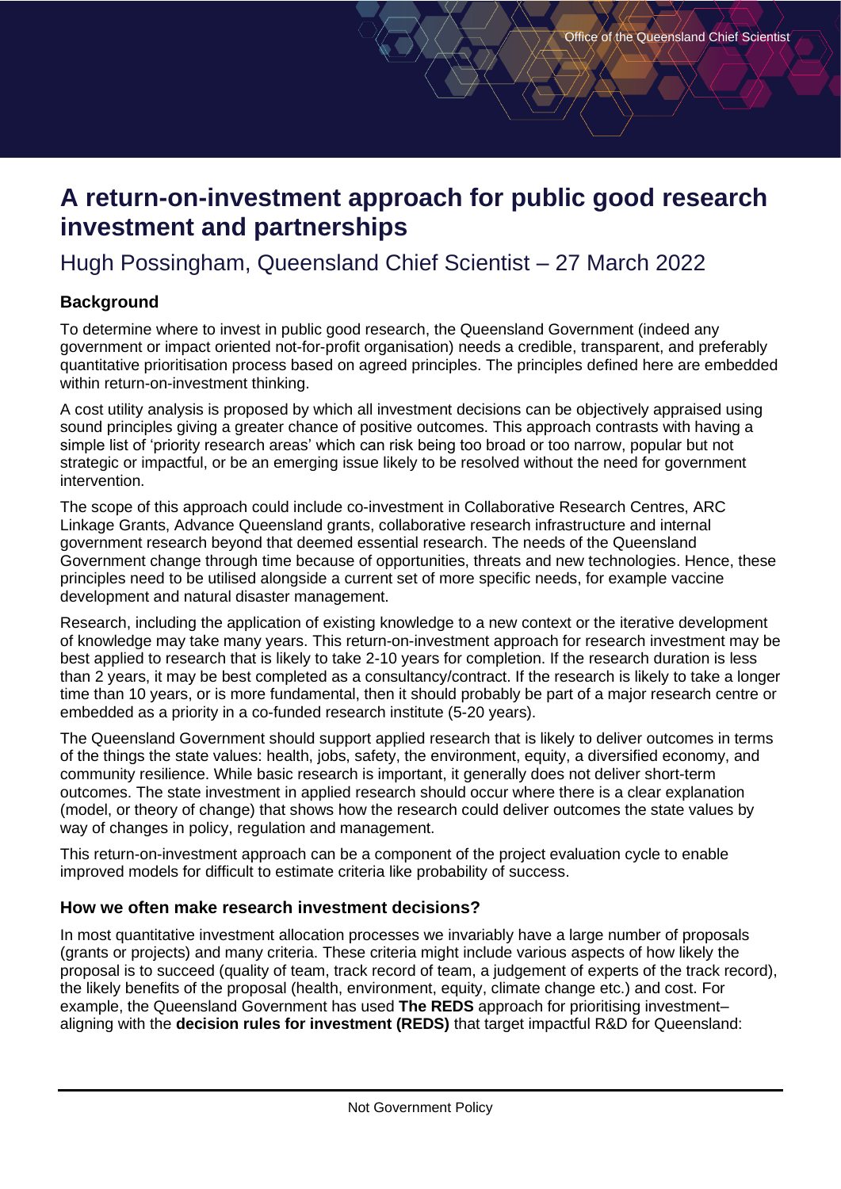# A return-on-investment approach for public good research investment and partnerships

## Hugh Possingham, Queensland Chief Scientist – 27 March 2022

### Background

To determine where to invest in public good research, the Queensland Government (indeed any government or impact oriented not-for-profit organisation) needs a credible, transparent, and preferably quantitative prioritisation process based on agreed principles. The principles defined here are embedded within return-on-investment thinking.

A cost utility analysis is proposed by which all investment decisions can be objectively appraised using sound principles giving a greater chance of positive outcomes. This approach contrasts with having a simple list of 'priority research areas' which can risk being too broad or too narrow, popular but not strategic or impactful, or be an emerging issue likely to be resolved without the need for government intervention.

The scope of this approach could include co-investment in Collaborative Research Centres, ARC Linkage Grants, Advance Queensland grants, collaborative research infrastructure and internal government research beyond that deemed essential research. The needs of the Queensland Government change through time because of opportunities, threats and new technologies. Hence, these principles need to be utilised alongside a current set of more specific needs, for example vaccine development and natural disaster management.

Research, including the application of existing knowledge to a new context or the iterative development of knowledge may take many years. This return-on-investment approach for research investment may be best applied to research that is likely to take 2-10 years for completion. If the research duration is less than 2 years, it may be best completed as a consultancy/contract. If the research is likely to take a longer time than 10 years, or is more fundamental, then it should probably be part of a major research centre or embedded as a priority in a co-funded research institute (5-20 years).

The Queensland Government should support applied research that is likely to deliver outcomes in terms of the things the state values: health, jobs, safety, the environment, equity, a diversified economy, and community resilience. While basic research is important, it generally does not deliver short-term outcomes. The state investment in applied research should occur where there is a clear explanation (model, or theory of change) that shows how the research could deliver outcomes the state values by way of changes in policy, regulation and management.

This return-on-investment approach can be a component of the project evaluation cycle to enable improved models for difficult to estimate criteria like probability of success.

### How we often make research investment decisions?

In most quantitative investment allocation processes we invariably have a large number of proposals (grants or projects) and many criteria. These criteria might include various aspects of how likely the proposal is to succeed (quality of team, track record of team, a judgement of experts of the track record), the likely benefits of the proposal (health, environment, equity, climate change etc.) and cost. For example, the Queensland Government has used **The REDS** approach for prioritising investment– aligning with the **decision rules for investment (REDS)** that target impactful R&D for Queensland:

Not Government Policy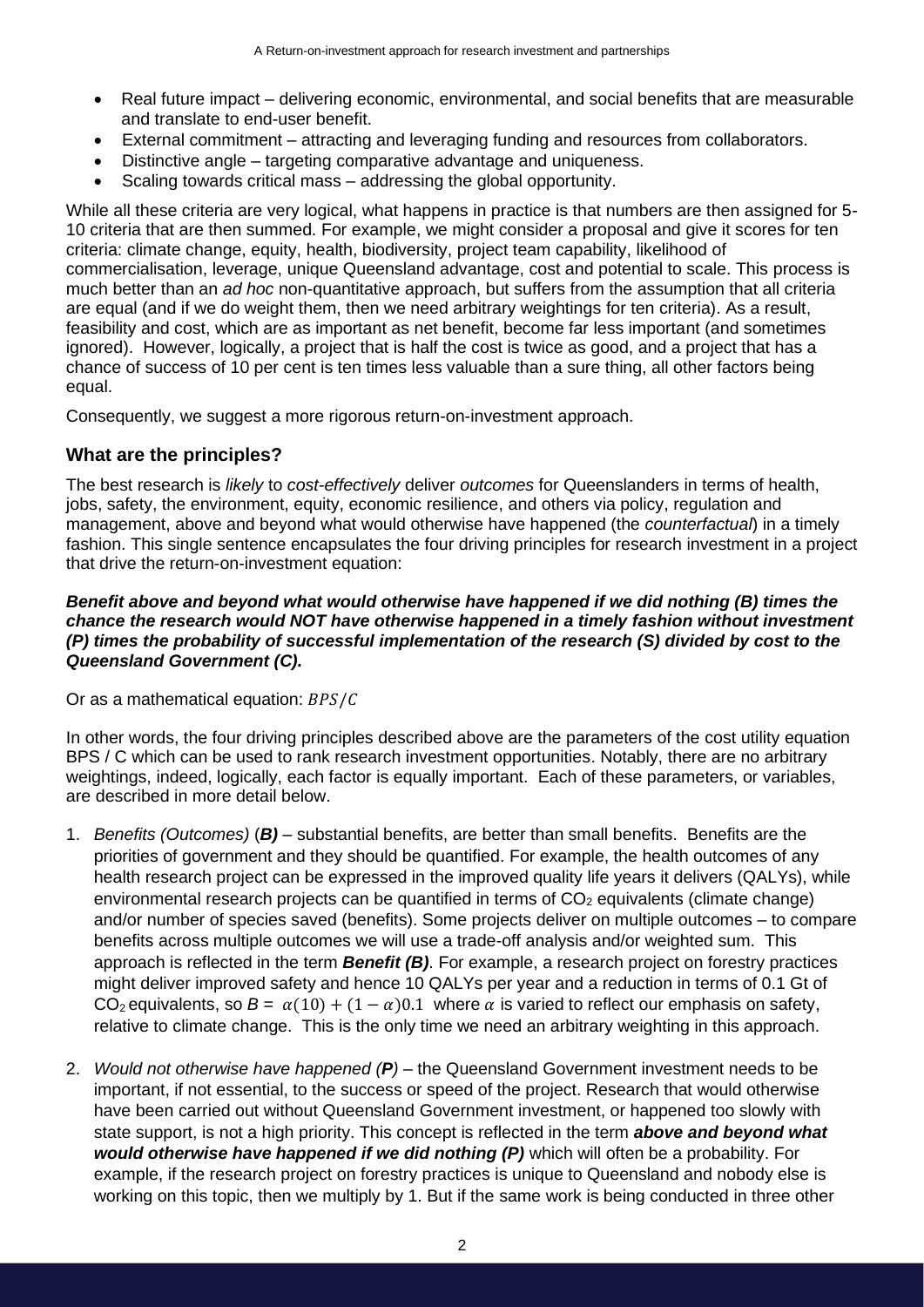- Real future impact – delivering economic, environmental, and social benefits that are measurable and translate to end-user benefit.
- External commitment – attracting and leveraging funding and resources from collaborators.
- Distinctive angle – targeting comparative advantage and uniqueness.
- Scaling towards critical mass – addressing the global opportunity.

While all these criteria are very logical, what happens in practice is that numbers are then assigned for 5-10 criteria that are then summed. For example, we might consider a proposal and give it scores for ten criteria: climate change, equity, health, biodiversity, project team capability, likelihood of commercialisation, leverage, unique Queensland advantage, cost and potential to scale. This process is much better than an *ad hoc* non-quantitative approach, but suffers from the assumption that all criteria are equal (and if we do weight them, then we need arbitrary weightings for ten criteria). As a result, feasibility and cost, which are as important as net benefit, become far less important (and sometimes ignored). However, logically, a project that is half the cost is twice as good, and a project that has a chance of success of 10 per cent is ten times less valuable than a sure thing, all other factors being equal.

Consequently, we suggest a more rigorous return-on-investment approach.

## What are the principles?

The best research is *likely* to *cost-effectively* deliver *outcomes* for Queenslanders in terms of health, jobs, safety, the environment, equity, economic resilience, and others via policy, regulation and management, above and beyond what would otherwise have happened (the *counterfactual*) in a timely fashion. This single sentence encapsulates the four driving principles for research investment in a project that drive the return-on-investment equation:

***Benefit above and beyond what would otherwise have happened if we did nothing (B) times the chance the research would NOT have otherwise happened in a timely fashion without investment (P) times the probability of successful implementation of the research (S) divided by cost to the Queensland Government (C).***

Or as a mathematical equation: $BPS/C$

In other words, the four driving principles described above are the parameters of the cost utility equation BPS / C which can be used to rank research investment opportunities. Notably, there are no arbitrary weightings, indeed, logically, each factor is equally important. Each of these parameters, or variables, are described in more detail below.

1. *Benefits (Outcomes)* (***B)*** – substantial benefits, are better than small benefits. Benefits are the priorities of government and they should be quantified. For example, the health outcomes of any health research project can be expressed in the improved quality life years it delivers (QALYs), while environmental research projects can be quantified in terms of $CO_2$ equivalents (climate change) and/or number of species saved (benefits). Some projects deliver on multiple outcomes – to compare benefits across multiple outcomes we will use a trade-off analysis and/or weighted sum. This approach is reflected in the term ***Benefit (B)***. For example, a research project on forestry practices might deliver improved safety and hence 10 QALYs per year and a reduction in terms of 0.1 Gt of $CO_2$ equivalents, so $B = \alpha(10) + (1 - \alpha)0.1$ where $\alpha$ is varied to reflect our emphasis on safety, relative to climate change. This is the only time we need an arbitrary weighting in this approach.

2. *Would not otherwise have happened (**P**)* – the Queensland Government investment needs to be important, if not essential, to the success or speed of the project. Research that would otherwise have been carried out without Queensland Government investment, or happened too slowly with state support, is not a high priority. This concept is reflected in the term ***above and beyond what would otherwise have happened if we did nothing (P)*** which will often be a probability. For example, if the research project on forestry practices is unique to Queensland and nobody else is working on this topic, then we multiply by 1. But if the same work is being conducted in three other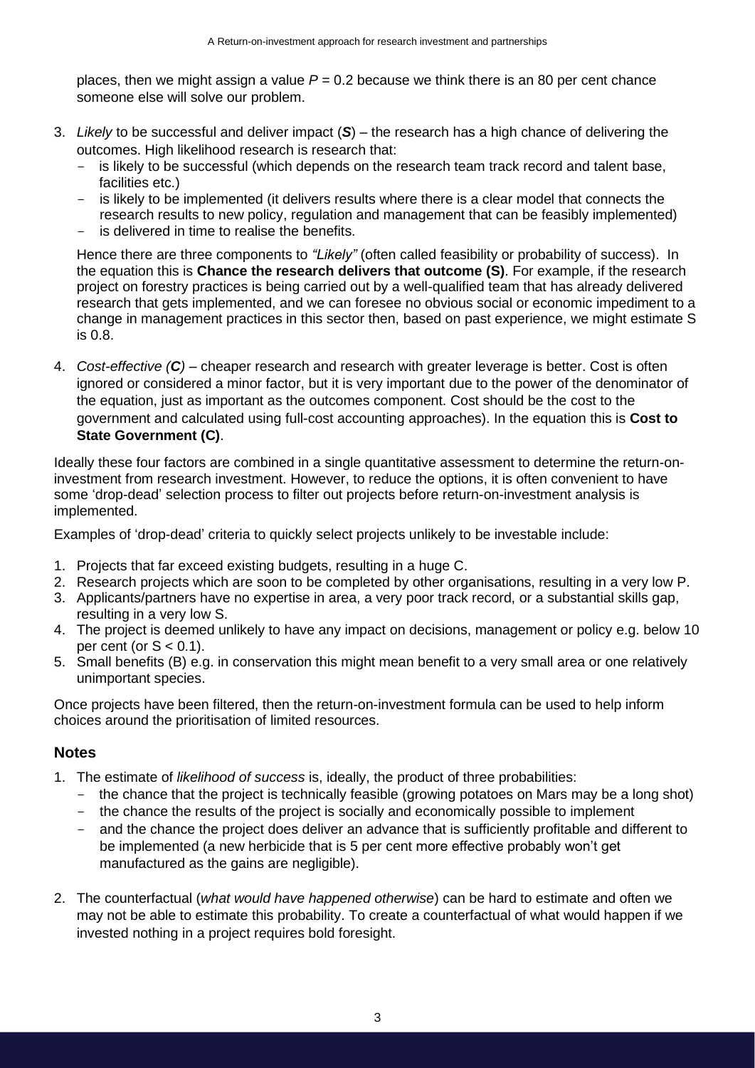places, then we might assign a value $P = 0.2$ because we think there is an 80 per cent chance someone else will solve our problem.

3. *Likely* to be successful and deliver impact (***S***) – the research has a high chance of delivering the outcomes. High likelihood research is research that:
   - is likely to be successful (which depends on the research team track record and talent base, facilities etc.)
   - is likely to be implemented (it delivers results where there is a clear model that connects the research results to new policy, regulation and management that can be feasibly implemented)
   - is delivered in time to realise the benefits.

   Hence there are three components to *"Likely"* (often called feasibility or probability of success). In the equation this is **Chance the research delivers that outcome (S)**. For example, if the research project on forestry practices is being carried out by a well-qualified team that has already delivered research that gets implemented, and we can foresee no obvious social or economic impediment to a change in management practices in this sector then, based on past experience, we might estimate S is 0.8.

4. *Cost-effective (**C**)* – cheaper research and research with greater leverage is better. Cost is often ignored or considered a minor factor, but it is very important due to the power of the denominator of the equation, just as important as the outcomes component. Cost should be the cost to the government and calculated using full-cost accounting approaches). In the equation this is **Cost to State Government (C)**.

Ideally these four factors are combined in a single quantitative assessment to determine the return-on-investment from research investment. However, to reduce the options, it is often convenient to have some 'drop-dead' selection process to filter out projects before return-on-investment analysis is implemented.

Examples of 'drop-dead' criteria to quickly select projects unlikely to be investable include:

1. Projects that far exceed existing budgets, resulting in a huge C.
2. Research projects which are soon to be completed by other organisations, resulting in a very low P.
3. Applicants/partners have no expertise in area, a very poor track record, or a substantial skills gap, resulting in a very low S.
4. The project is deemed unlikely to have any impact on decisions, management or policy e.g. below 10 per cent (or $S < 0.1$).
5. Small benefits (B) e.g. in conservation this might mean benefit to a very small area or one relatively unimportant species.

Once projects have been filtered, then the return-on-investment formula can be used to help inform choices around the prioritisation of limited resources.

## Notes

1. The estimate of *likelihood of success* is, ideally, the product of three probabilities:
   - the chance that the project is technically feasible (growing potatoes on Mars may be a long shot)
   - the chance the results of the project is socially and economically possible to implement
   - and the chance the project does deliver an advance that is sufficiently profitable and different to be implemented (a new herbicide that is 5 per cent more effective probably won't get manufactured as the gains are negligible).

2. The counterfactual (*what would have happened otherwise*) can be hard to estimate and often we may not be able to estimate this probability. To create a counterfactual of what would happen if we invested nothing in a project requires bold foresight.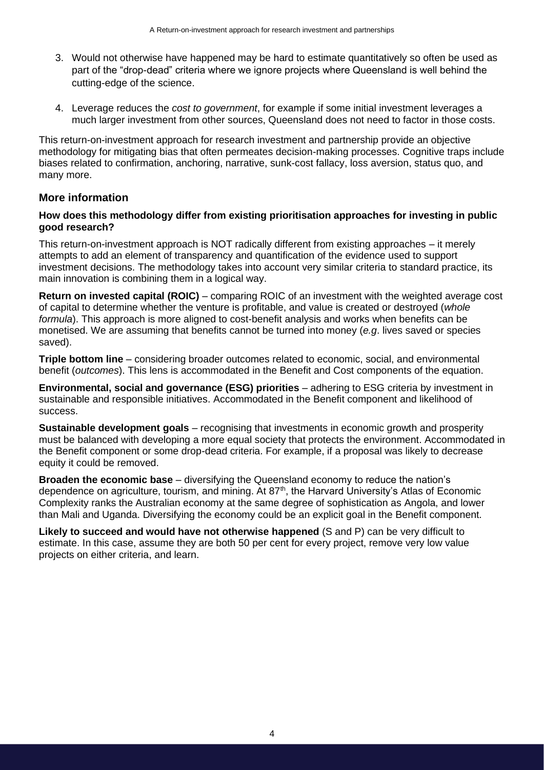3. Would not otherwise have happened may be hard to estimate quantitatively so often be used as part of the "drop-dead" criteria where we ignore projects where Queensland is well behind the cutting-edge of the science.

4. Leverage reduces the *cost to government*, for example if some initial investment leverages a much larger investment from other sources, Queensland does not need to factor in those costs.

This return-on-investment approach for research investment and partnership provide an objective methodology for mitigating bias that often permeates decision-making processes. Cognitive traps include biases related to confirmation, anchoring, narrative, sunk-cost fallacy, loss aversion, status quo, and many more.

## More information

**How does this methodology differ from existing prioritisation approaches for investing in public good research?**

This return-on-investment approach is NOT radically different from existing approaches – it merely attempts to add an element of transparency and quantification of the evidence used to support investment decisions. The methodology takes into account very similar criteria to standard practice, its main innovation is combining them in a logical way.

**Return on invested capital (ROIC)** – comparing ROIC of an investment with the weighted average cost of capital to determine whether the venture is profitable, and value is created or destroyed (*whole formula*). This approach is more aligned to cost-benefit analysis and works when benefits can be monetised. We are assuming that benefits cannot be turned into money (*e.g*. lives saved or species saved).

**Triple bottom line** – considering broader outcomes related to economic, social, and environmental benefit (*outcomes*). This lens is accommodated in the Benefit and Cost components of the equation.

**Environmental, social and governance (ESG) priorities** – adhering to ESG criteria by investment in sustainable and responsible initiatives. Accommodated in the Benefit component and likelihood of success.

**Sustainable development goals** – recognising that investments in economic growth and prosperity must be balanced with developing a more equal society that protects the environment. Accommodated in the Benefit component or some drop-dead criteria. For example, if a proposal was likely to decrease equity it could be removed.

**Broaden the economic base** – diversifying the Queensland economy to reduce the nation's dependence on agriculture, tourism, and mining. At 87th, the Harvard University's Atlas of Economic Complexity ranks the Australian economy at the same degree of sophistication as Angola, and lower than Mali and Uganda. Diversifying the economy could be an explicit goal in the Benefit component.

**Likely to succeed and would have not otherwise happened** (S and P) can be very difficult to estimate. In this case, assume they are both 50 per cent for every project, remove very low value projects on either criteria, and learn.